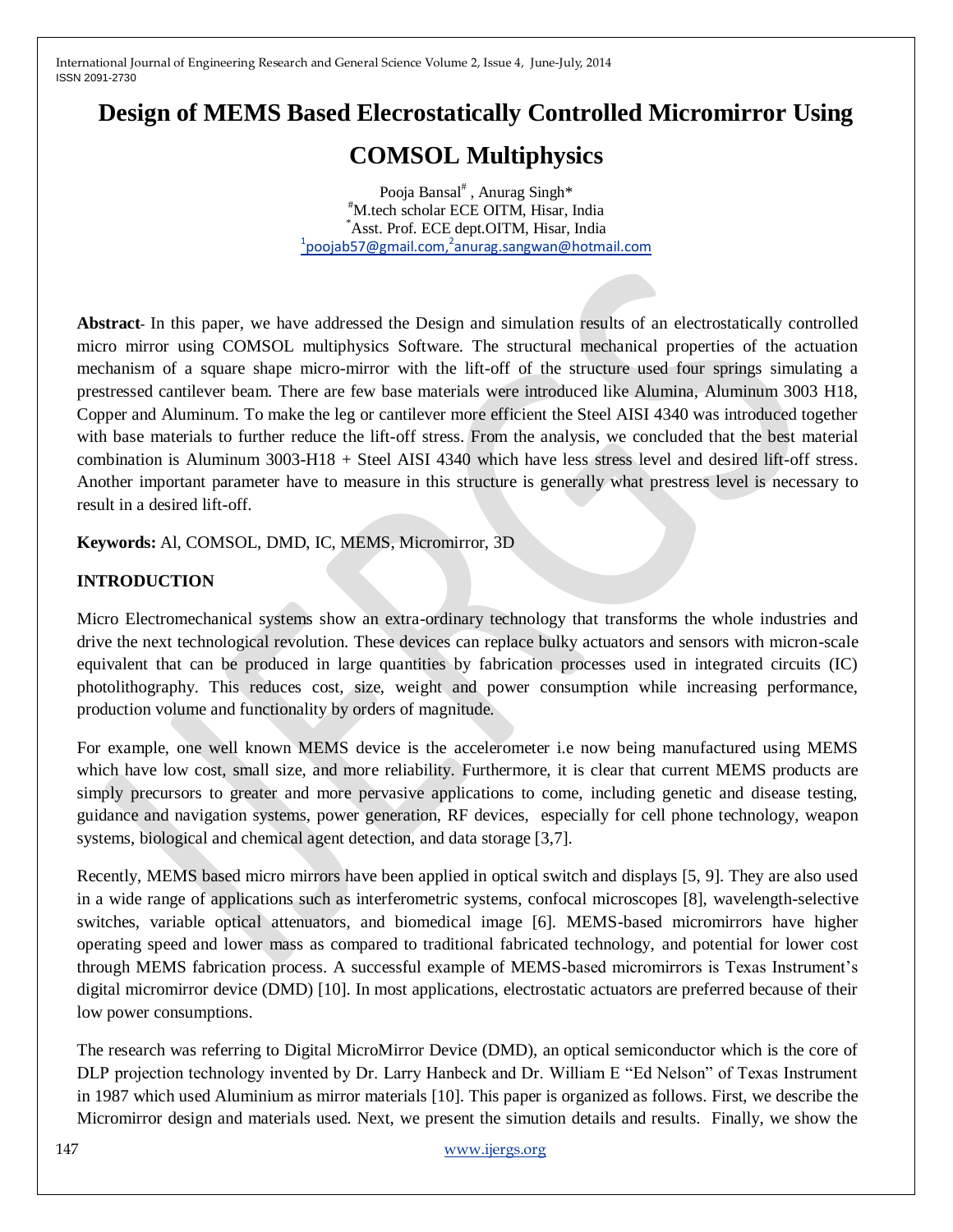# Design of MEMS Based Elecrostatically Controlled Micromirror Using COMSOL Multiphysics

Pooja Bansal[#], Anurag Singh*

[#]M.tech scholar ECE OITM, Hisar, India

[*]Asst. Prof. ECE dept.OITM, Hisar, India

[1]poojab57@gmail.com,[2]anurag.sangwan@hotmail.com

**Abstract**- In this paper, we have addressed the Design and simulation results of an electrostatically controlled micro mirror using COMSOL multiphysics Software. The structural mechanical properties of the actuation mechanism of a square shape micro-mirror with the lift-off of the structure used four springs simulating a prestressed cantilever beam. There are few base materials were introduced like Alumina, Aluminum 3003 H18, Copper and Aluminum. To make the leg or cantilever more efficient the Steel AISI 4340 was introduced together with base materials to further reduce the lift-off stress. From the analysis, we concluded that the best material combination is Aluminum 3003-H18 + Steel AISI 4340 which have less stress level and desired lift-off stress. Another important parameter have to measure in this structure is generally what prestress level is necessary to result in a desired lift-off.

**Keywords:** Al, COMSOL, DMD, IC, MEMS, Micromirror, 3D

## INTRODUCTION

Micro Electromechanical systems show an extra-ordinary technology that transforms the whole industries and drive the next technological revolution. These devices can replace bulky actuators and sensors with micron-scale equivalent that can be produced in large quantities by fabrication processes used in integrated circuits (IC) photolithography. This reduces cost, size, weight and power consumption while increasing performance, production volume and functionality by orders of magnitude.

For example, one well known MEMS device is the accelerometer i.e now being manufactured using MEMS which have low cost, small size, and more reliability. Furthermore, it is clear that current MEMS products are simply precursors to greater and more pervasive applications to come, including genetic and disease testing, guidance and navigation systems, power generation, RF devices, especially for cell phone technology, weapon systems, biological and chemical agent detection, and data storage [3,7].

Recently, MEMS based micro mirrors have been applied in optical switch and displays [5, 9]. They are also used in a wide range of applications such as interferometric systems, confocal microscopes [8], wavelength-selective switches, variable optical attenuators, and biomedical image [6]. MEMS-based micromirrors have higher operating speed and lower mass as compared to traditional fabricated technology, and potential for lower cost through MEMS fabrication process. A successful example of MEMS-based micromirrors is Texas Instrument's digital micromirror device (DMD) [10]. In most applications, electrostatic actuators are preferred because of their low power consumptions.

The research was referring to Digital MicroMirror Device (DMD), an optical semiconductor which is the core of DLP projection technology invented by Dr. Larry Hanbeck and Dr. William E "Ed Nelson" of Texas Instrument in 1987 which used Aluminium as mirror materials [10]. This paper is organized as follows. First, we describe the Micromirror design and materials used. Next, we present the simution details and results. Finally, we show the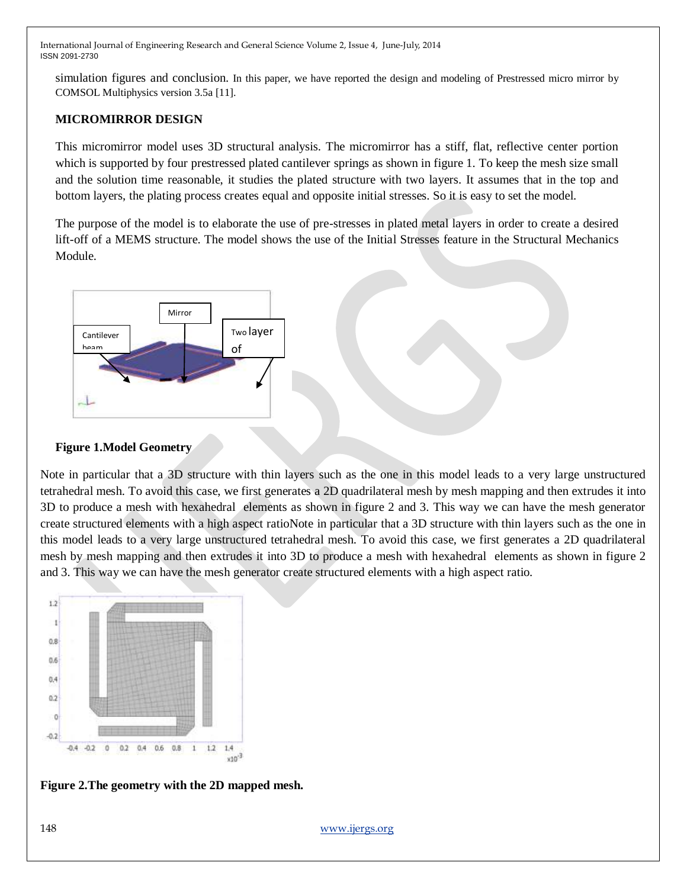simulation figures and conclusion. In this paper, we have reported the design and modeling of Prestressed micro mirror by COMSOL Multiphysics version 3.5a [11].

## MICROMIRROR DESIGN

This micromirror model uses 3D structural analysis. The micromirror has a stiff, flat, reflective center portion which is supported by four prestressed plated cantilever springs as shown in figure 1. To keep the mesh size small and the solution time reasonable, it studies the plated structure with two layers. It assumes that in the top and bottom layers, the plating process creates equal and opposite initial stresses. So it is easy to set the model.

The purpose of the model is to elaborate the use of pre-stresses in plated metal layers in order to create a desired lift-off of a MEMS structure. The model shows the use of the Initial Stresses feature in the Structural Mechanics Module.

**Figure 1.Model Geometry**

Note in particular that a 3D structure with thin layers such as the one in this model leads to a very large unstructured tetrahedral mesh. To avoid this case, we first generates a 2D quadrilateral mesh by mesh mapping and then extrudes it into 3D to produce a mesh with hexahedral elements as shown in figure 2 and 3. This way we can have the mesh generator create structured elements with a high aspect ratioNote in particular that a 3D structure with thin layers such as the one in this model leads to a very large unstructured tetrahedral mesh. To avoid this case, we first generates a 2D quadrilateral mesh by mesh mapping and then extrudes it into 3D to produce a mesh with hexahedral elements as shown in figure 2 and 3. This way we can have the mesh generator create structured elements with a high aspect ratio.

**Figure 2.The geometry with the 2D mapped mesh.**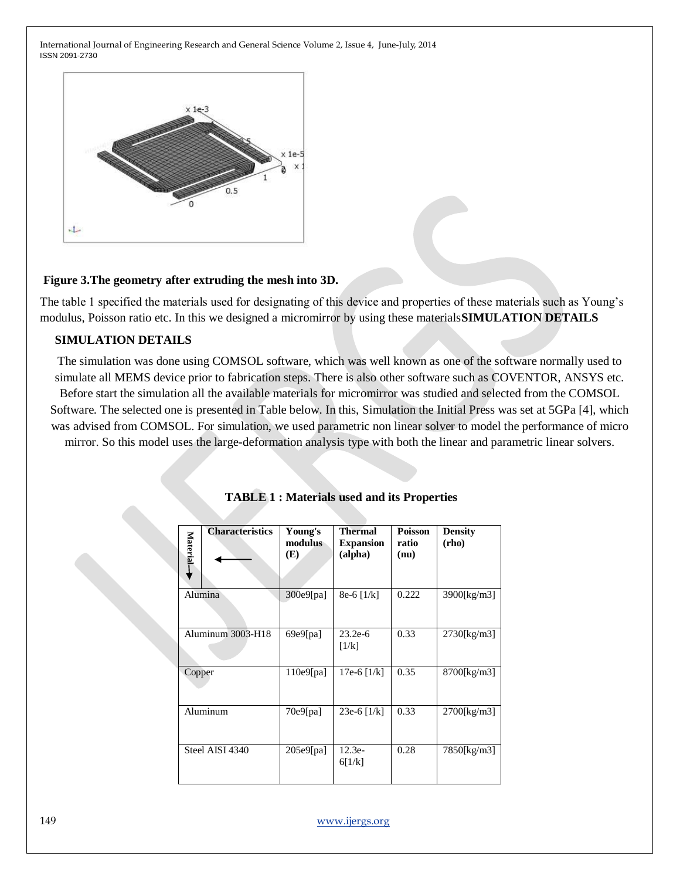**Figure 3.The geometry after extruding the mesh into 3D.**

The table 1 specified the materials used for designating of this device and properties of these materials such as Young's modulus, Poisson ratio etc. In this we designed a micromirror by using these materials**SIMULATION DETAILS**

## SIMULATION DETAILS

The simulation was done using COMSOL software, which was well known as one of the software normally used to simulate all MEMS device prior to fabrication steps. There is also other software such as COVENTOR, ANSYS etc. Before start the simulation all the available materials for micromirror was studied and selected from the COMSOL Software. The selected one is presented in Table below. In this, Simulation the Initial Press was set at 5GPa [4], which was advised from COMSOL. For simulation, we used parametric non linear solver to model the performance of micro mirror. So this model uses the large-deformation analysis type with both the linear and parametric linear solvers.

**TABLE 1 : Materials used and its Properties**

| Material ↓ / Characteristics ← | Young's modulus (E) | Thermal Expansion (alpha) | Poisson ratio (nu) | Density (rho) |
|---|---|---|---|---|
| Alumina | 300e9[pa] | 8e-6 [1/k] | 0.222 | 3900[kg/m3] |
| Aluminum 3003-H18 | 69e9[pa] | 23.2e-6 [1/k] | 0.33 | 2730[kg/m3] |
| Copper | 110e9[pa] | 17e-6 [1/k] | 0.35 | 8700[kg/m3] |
| Aluminum | 70e9[pa] | 23e-6 [1/k] | 0.33 | 2700[kg/m3] |
| Steel AISI 4340 | 205e9[pa] | 12.3e-6[1/k] | 0.28 | 7850[kg/m3] |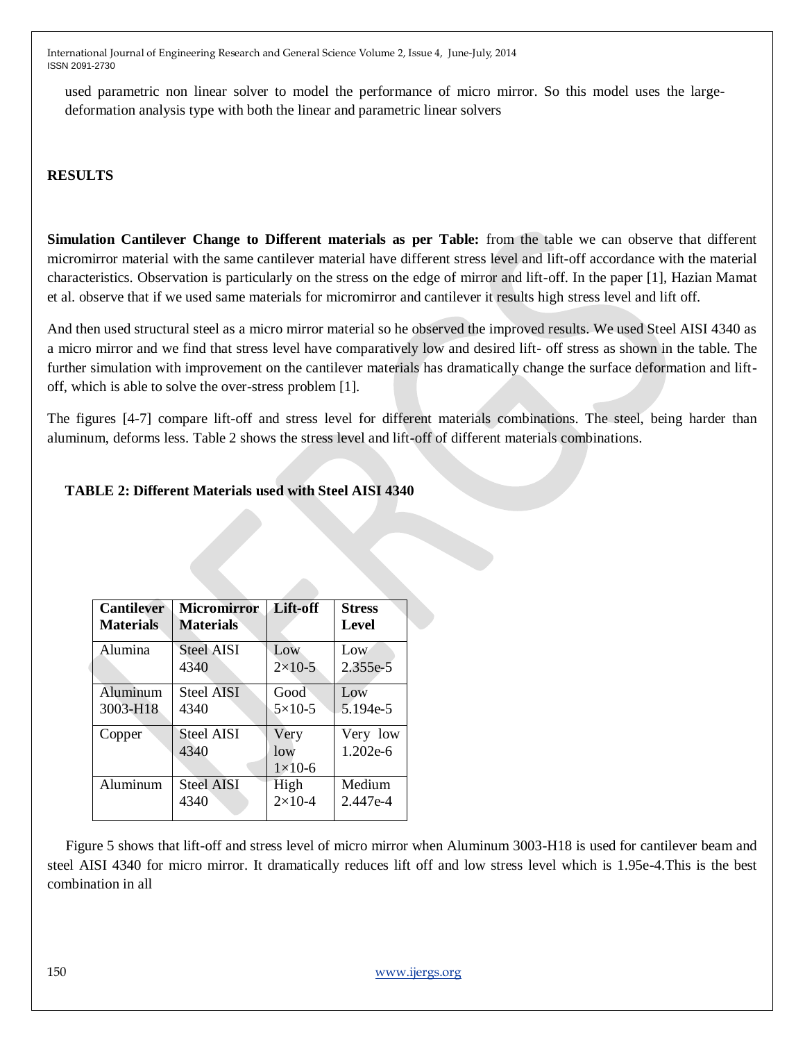used parametric non linear solver to model the performance of micro mirror. So this model uses the large-deformation analysis type with both the linear and parametric linear solvers

## RESULTS

**Simulation Cantilever Change to Different materials as per Table:** from the table we can observe that different micromirror material with the same cantilever material have different stress level and lift-off accordance with the material characteristics. Observation is particularly on the stress on the edge of mirror and lift-off. In the paper [1], Hazian Mamat et al. observe that if we used same materials for micromirror and cantilever it results high stress level and lift off.

And then used structural steel as a micro mirror material so he observed the improved results. We used Steel AISI 4340 as a micro mirror and we find that stress level have comparatively low and desired lift- off stress as shown in the table. The further simulation with improvement on the cantilever materials has dramatically change the surface deformation and lift-off, which is able to solve the over-stress problem [1].

The figures [4-7] compare lift-off and stress level for different materials combinations. The steel, being harder than aluminum, deforms less. Table 2 shows the stress level and lift-off of different materials combinations.

**TABLE 2: Different Materials used with Steel AISI 4340**

| Cantilever Materials | Micromirror Materials | Lift-off | Stress Level |
|---|---|---|---|
| Alumina | Steel AISI 4340 | Low $2\times10^{-5}$ | Low 2.355e-5 |
| Aluminum 3003-H18 | Steel AISI 4340 | Good $5\times10^{-5}$ | Low 5.194e-5 |
| Copper | Steel AISI 4340 | Very low $1\times10^{-6}$ | Very low 1.202e-6 |
| Aluminum | Steel AISI 4340 | High $2\times10^{-4}$ | Medium 2.447e-4 |

Figure 5 shows that lift-off and stress level of micro mirror when Aluminum 3003-H18 is used for cantilever beam and steel AISI 4340 for micro mirror. It dramatically reduces lift off and low stress level which is 1.95e-4.This is the best combination in all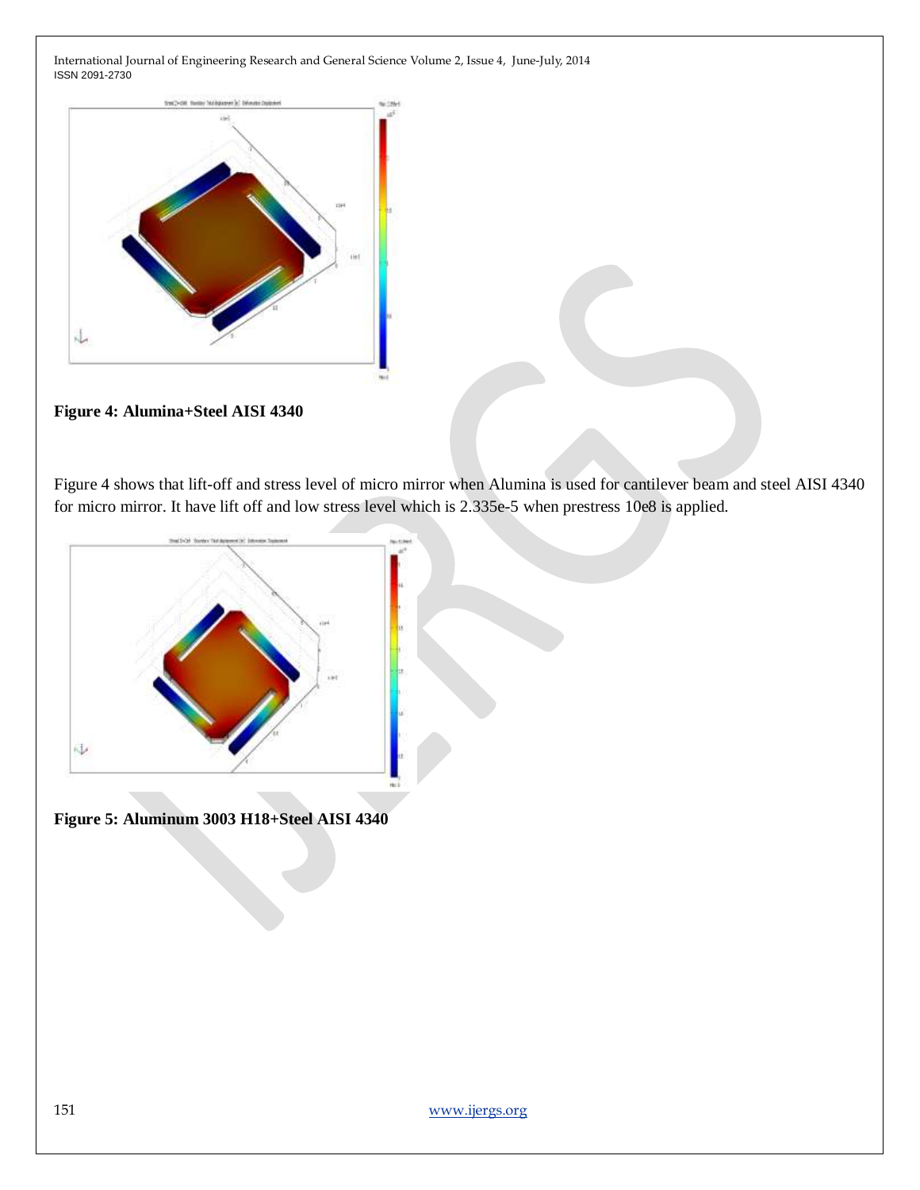**Figure 4: Alumina+Steel AISI 4340**

Figure 4 shows that lift-off and stress level of micro mirror when Alumina is used for cantilever beam and steel AISI 4340 for micro mirror. It have lift off and low stress level which is 2.335e-5 when prestress 10e8 is applied.

**Figure 5: Aluminum 3003 H18+Steel AISI 4340**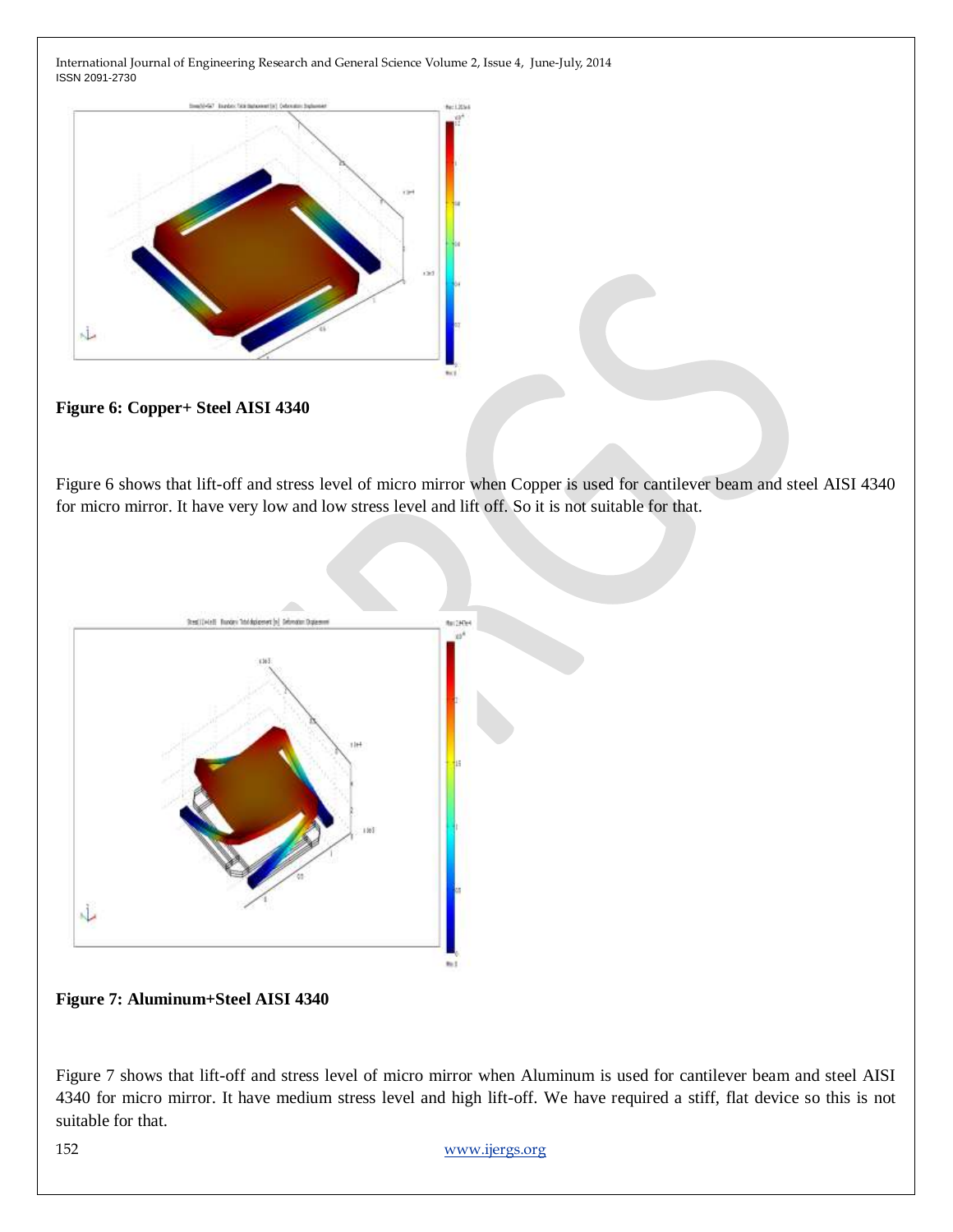**Figure 6: Copper+ Steel AISI 4340**

Figure 6 shows that lift-off and stress level of micro mirror when Copper is used for cantilever beam and steel AISI 4340 for micro mirror. It have very low and low stress level and lift off. So it is not suitable for that.

**Figure 7: Aluminum+Steel AISI 4340**

Figure 7 shows that lift-off and stress level of micro mirror when Aluminum is used for cantilever beam and steel AISI 4340 for micro mirror. It have medium stress level and high lift-off. We have required a stiff, flat device so this is not suitable for that.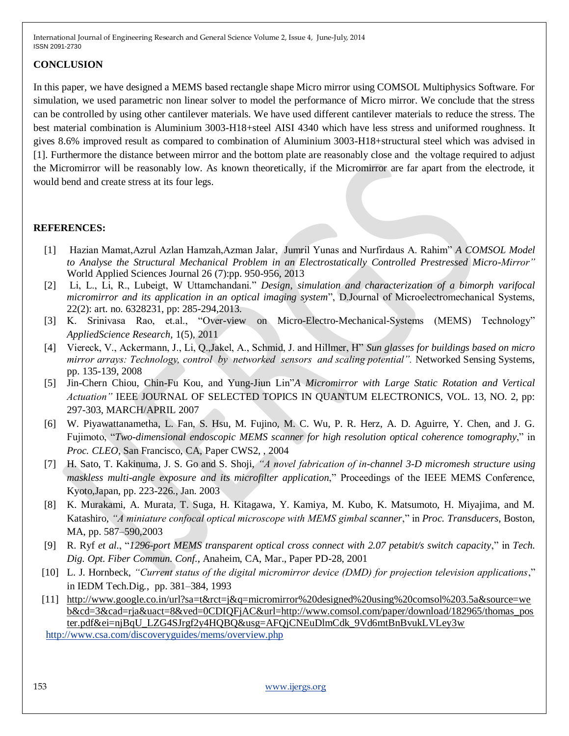## CONCLUSION

In this paper, we have designed a MEMS based rectangle shape Micro mirror using COMSOL Multiphysics Software. For simulation, we used parametric non linear solver to model the performance of Micro mirror. We conclude that the stress can be controlled by using other cantilever materials. We have used different cantilever materials to reduce the stress. The best material combination is Aluminium 3003-H18+steel AISI 4340 which have less stress and uniformed roughness. It gives 8.6% improved result as compared to combination of Aluminium 3003-H18+structural steel which was advised in [1]. Furthermore the distance between mirror and the bottom plate are reasonably close and the voltage required to adjust the Micromirror will be reasonably low. As known theoretically, if the Micromirror are far apart from the electrode, it would bend and create stress at its four legs.

## REFERENCES:

[1] Hazian Mamat,Azrul Azlan Hamzah,Azman Jalar, Jumril Yunas and Nurfirdaus A. Rahim" *A COMSOL Model to Analyse the Structural Mechanical Problem in an Electrostatically Controlled Prestressed Micro-Mirror"* World Applied Sciences Journal 26 (7):pp. 950-956, 2013

[2] Li, L., Li, R., Lubeigt, W Uttamchandani." *Design, simulation and characterization of a bimorph varifocal micromirror and its application in an optical imaging system*", D.Journal of Microelectromechanical Systems, 22(2): art. no. 6328231, pp: 285-294,2013.

[3] K. Srinivasa Rao, et.al., "Over-view on Micro-Electro-Mechanical-Systems (MEMS) Technology" *AppliedScience Research*, 1(5), 2011

[4] Viereck, V., Ackermann, J., Li, Q.,Jakel, A., Schmid, J. and Hillmer, H" *Sun glasses for buildings based on micro mirror arrays: Technology, control by networked sensors and scaling potential".* Networked Sensing Systems, pp. 135-139, 2008

[5] Jin-Chern Chiou, Chin-Fu Kou, and Yung-Jiun Lin"*A Micromirror with Large Static Rotation and Vertical Actuation"* IEEE JOURNAL OF SELECTED TOPICS IN QUANTUM ELECTRONICS, VOL. 13, NO. 2, pp: 297-303, MARCH/APRIL 2007

[6] W. Piyawattanametha, L. Fan, S. Hsu, M. Fujino, M. C. Wu, P. R. Herz, A. D. Aguirre, Y. Chen, and J. G. Fujimoto, "*Two-dimensional endoscopic MEMS scanner for high resolution optical coherence tomography*," in *Proc. CLEO*, San Francisco, CA, Paper CWS2, , 2004

[7] H. Sato, T. Kakinuma, J. S. Go and S. Shoji, *"A novel fabrication of in-channel 3-D micromesh structure using maskless multi-angle exposure and its microfilter application*," Proceedings of the IEEE MEMS Conference, Kyoto,Japan, pp. 223-226., Jan. 2003

[8] K. Murakami, A. Murata, T. Suga, H. Kitagawa, Y. Kamiya, M. Kubo, K. Matsumoto, H. Miyajima, and M. Katashiro, *"A miniature confocal optical microscope with MEMS gimbal scanner*," in *Proc. Transducers*, Boston, MA, pp. 587–590,2003

[9] R. Ryf *et al.*, "*1296-port MEMS transparent optical cross connect with 2.07 petabit/s switch capacity*," in *Tech. Dig. Opt. Fiber Commun. Conf.*, Anaheim, CA, Mar., Paper PD-28, 2001

[10] L. J. Hornbeck, *"Current status of the digital micromirror device (DMD) for projection television applications*," in IEDM Tech.Dig., pp. 381–384, 1993

[11] http://www.google.co.in/url?sa=t&rct=j&q=micromirror%20designed%20using%20comsol%203.5a&source=web&cd=3&cad=rja&uact=8&ved=0CDIQFjAC&url=http://www.comsol.com/paper/download/182965/thomas_poster.pdf&ei=njBqU_LZG4SJrgf2y4HQBQ&usg=AFQjCNEuDlmCdk_9Vd6mtBnBvukLVLey3w
http://www.csa.com/discoveryguides/mems/overview.php